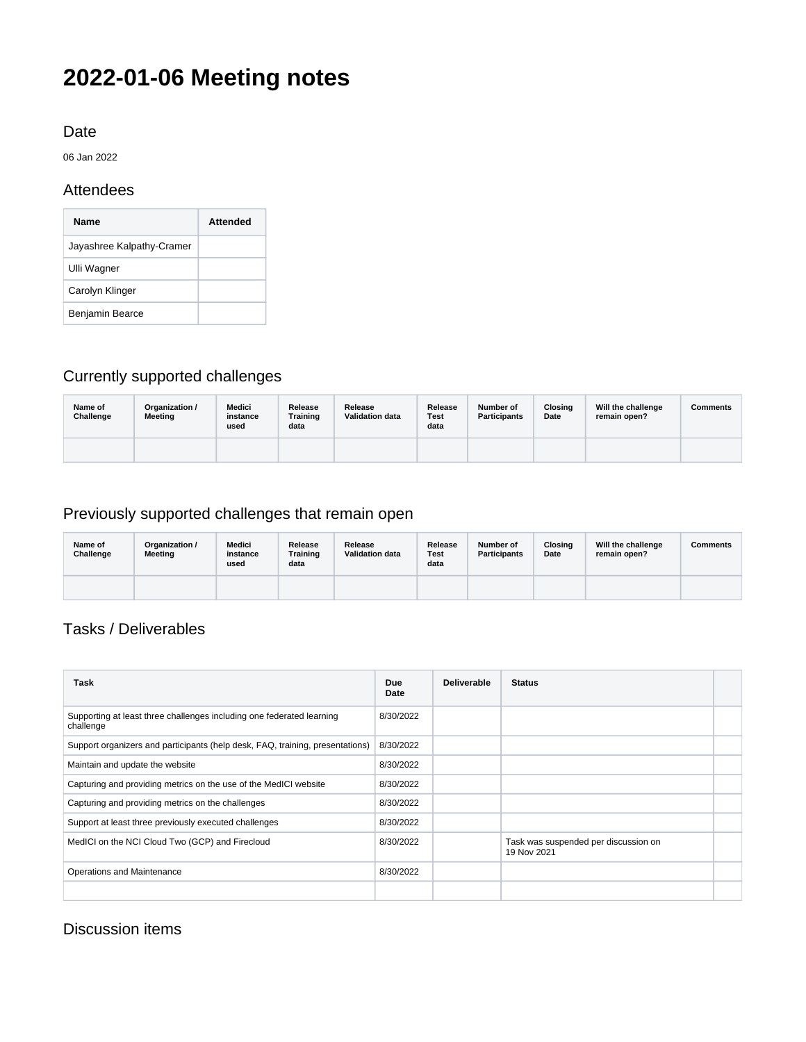# 2022-01-06 Meeting notes

## Date

06 Jan 2022

## Attendees

| Name | Attended |
|---|---|
| Jayashree Kalpathy-Cramer | |
| Ulli Wagner | |
| Carolyn Klinger | |
| Benjamin Bearce | |

## Currently supported challenges

| Name of Challenge | Organization / Meeting | Medici instance used | Release Training data | Release Validation data | Release Test data | Number of Participants | Closing Date | Will the challenge remain open? | Comments |
|---|---|---|---|---|---|---|---|---|---|
| | | | | | | | | | |

## Previously supported challenges that remain open

| Name of Challenge | Organization / Meeting | Medici instance used | Release Training data | Release Validation data | Release Test data | Number of Participants | Closing Date | Will the challenge remain open? | Comments |
|---|---|---|---|---|---|---|---|---|---|
| | | | | | | | | | |

## Tasks / Deliverables

| Task | Due Date | Deliverable | Status | |
|---|---|---|---|---|
| Supporting at least three challenges including one federated learning challenge | 8/30/2022 | | | |
| Support organizers and participants (help desk, FAQ, training, presentations) | 8/30/2022 | | | |
| Maintain and update the website | 8/30/2022 | | | |
| Capturing and providing metrics on the use of the MedICI website | 8/30/2022 | | | |
| Capturing and providing metrics on the challenges | 8/30/2022 | | | |
| Support at least three previously executed challenges | 8/30/2022 | | | |
| MedICI on the NCI Cloud Two (GCP) and Firecloud | 8/30/2022 | | Task was suspended per discussion on 19 Nov 2021 | |
| Operations and Maintenance | 8/30/2022 | | | |
| | | | | |

## Discussion items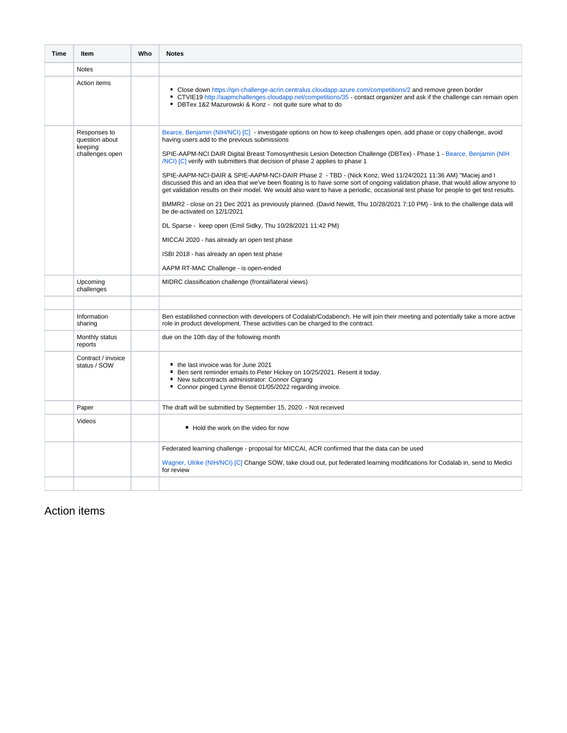| Time | Item | Who | Notes |
|---|---|---|---|
| | Notes | | |
| | Action items | | • Close down https://qin-challenge-acrin.centralus.cloudapp.azure.com/competitions/2 and remove green border<br>• CTVIE19 http://aapmchallenges.cloudapp.net/competitions/35 - contact organizer and ask if the challenge can remain open<br>• DBTex 1&2 Mazurowski & Konz - not quite sure what to do |
| | Responses to question about keeping challenges open | | Bearce, Benjamin (NIH/NCI) [C] - investigate options on how to keep challenges open, add phase or copy challenge, avoid having users add to the previous submissions<br><br>SPIE-AAPM-NCI DAIR Digital Breast Tomosynthesis Lesion Detection Challenge (DBTex) - Phase 1 - Bearce, Benjamin (NIH/NCI) [C] verify with submitters that decision of phase 2 applies to phase 1<br><br>SPIE-AAPM-NCI-DAIR & SPIE-AAPM-NCI-DAIR Phase 2 - TBD - (Nick Konz, Wed 11/24/2021 11:36 AM) "Maciej and I discussed this and an idea that we've been floating is to have some sort of ongoing validation phase, that would allow anyone to get validation results on their model. We would also want to have a periodic, occasional test phase for people to get test results.<br><br>BMMR2 - close on 21 Dec 2021 as previously planned. (David Newitt, Thu 10/28/2021 7:10 PM) - link to the challenge data will be de-activated on 12/1/2021<br><br>DL Sparse - keep open (Emil Sidky, Thu 10/28/2021 11:42 PM)<br><br>MICCAI 2020 - has already an open test phase<br><br>ISBI 2018 - has already an open test phase<br><br>AAPM RT-MAC Challenge - is open-ended |
| | Upcoming challenges | | MIDRC classification challenge (frontal/lateral views) |
| | | | |
| | Information sharing | | Ben established connection with developers of Codalab/Codabench. He will join their meeting and potentially take a more active role in product development. These activities can be charged to the contract. |
| | Monthly status reports | | due on the 10th day of the following month |
| | Contract / invoice status / SOW | | ▪ the last invoice was for June 2021<br>▪ Ben sent reminder emails to Peter Hickey on 10/25/2021. Resent it today.<br>▪ New subcontracts administrator: Connor Cigrang<br>▪ Connor pinged Lynne Benoit 01/05/2022 regarding invoice. |
| | Paper | | The draft will be submitted by September 15, 2020. - Not received |
| | Videos | | ▪ Hold the work on the video for now |
| | | | Federated learning challenge - proposal for MICCAI, ACR confirmed that the data can be used<br><br>Wagner, Ulrike (NIH/NCI) [C] Change SOW, take cloud out, put federated learning modifications for Codalab in, send to Medici for review |
| | | | |

## Action items